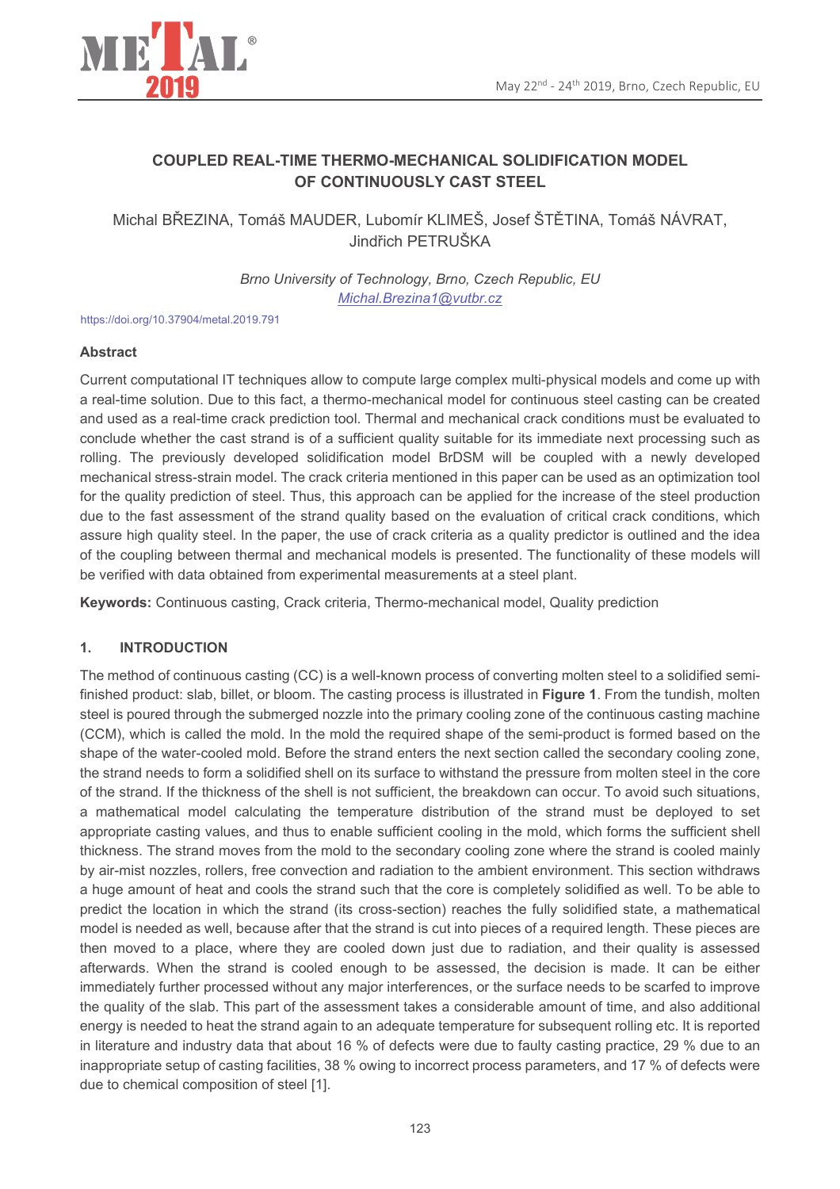# COUPLED REAL-TIME THERMO-MECHANICAL SOLIDIFICATION MODEL OF CONTINUOUSLY CAST STEEL

Michal BŘEZINA, Tomáš MAUDER, Lubomír KLIMEŠ, Josef ŠTĚTINA, Tomáš NÁVRAT, Jindřich PETRUŠKA

*Brno University of Technology, Brno, Czech Republic, EU*
*Michal.Brezina1@vutbr.cz*

https://doi.org/10.37904/metal.2019.791

## Abstract

Current computational IT techniques allow to compute large complex multi-physical models and come up with a real-time solution. Due to this fact, a thermo-mechanical model for continuous steel casting can be created and used as a real-time crack prediction tool. Thermal and mechanical crack conditions must be evaluated to conclude whether the cast strand is of a sufficient quality suitable for its immediate next processing such as rolling. The previously developed solidification model BrDSM will be coupled with a newly developed mechanical stress-strain model. The crack criteria mentioned in this paper can be used as an optimization tool for the quality prediction of steel. Thus, this approach can be applied for the increase of the steel production due to the fast assessment of the strand quality based on the evaluation of critical crack conditions, which assure high quality steel. In the paper, the use of crack criteria as a quality predictor is outlined and the idea of the coupling between thermal and mechanical models is presented. The functionality of these models will be verified with data obtained from experimental measurements at a steel plant.

**Keywords:** Continuous casting, Crack criteria, Thermo-mechanical model, Quality prediction

## 1. INTRODUCTION

The method of continuous casting (CC) is a well-known process of converting molten steel to a solidified semi-finished product: slab, billet, or bloom. The casting process is illustrated in **Figure 1**. From the tundish, molten steel is poured through the submerged nozzle into the primary cooling zone of the continuous casting machine (CCM), which is called the mold. In the mold the required shape of the semi-product is formed based on the shape of the water-cooled mold. Before the strand enters the next section called the secondary cooling zone, the strand needs to form a solidified shell on its surface to withstand the pressure from molten steel in the core of the strand. If the thickness of the shell is not sufficient, the breakdown can occur. To avoid such situations, a mathematical model calculating the temperature distribution of the strand must be deployed to set appropriate casting values, and thus to enable sufficient cooling in the mold, which forms the sufficient shell thickness. The strand moves from the mold to the secondary cooling zone where the strand is cooled mainly by air-mist nozzles, rollers, free convection and radiation to the ambient environment. This section withdraws a huge amount of heat and cools the strand such that the core is completely solidified as well. To be able to predict the location in which the strand (its cross-section) reaches the fully solidified state, a mathematical model is needed as well, because after that the strand is cut into pieces of a required length. These pieces are then moved to a place, where they are cooled down just due to radiation, and their quality is assessed afterwards. When the strand is cooled enough to be assessed, the decision is made. It can be either immediately further processed without any major interferences, or the surface needs to be scarfed to improve the quality of the slab. This part of the assessment takes a considerable amount of time, and also additional energy is needed to heat the strand again to an adequate temperature for subsequent rolling etc. It is reported in literature and industry data that about 16 % of defects were due to faulty casting practice, 29 % due to an inappropriate setup of casting facilities, 38 % owing to incorrect process parameters, and 17 % of defects were due to chemical composition of steel [1].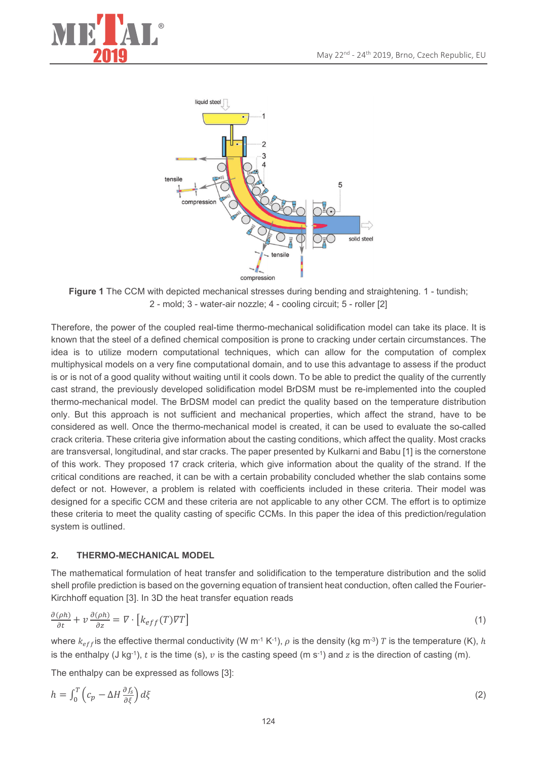**Figure 1** The CCM with depicted mechanical stresses during bending and straightening. 1 - tundish; 2 - mold; 3 - water-air nozzle; 4 - cooling circuit; 5 - roller [2]

Therefore, the power of the coupled real-time thermo-mechanical solidification model can take its place. It is known that the steel of a defined chemical composition is prone to cracking under certain circumstances. The idea is to utilize modern computational techniques, which can allow for the computation of complex multiphysical models on a very fine computational domain, and to use this advantage to assess if the product is or is not of a good quality without waiting until it cools down. To be able to predict the quality of the currently cast strand, the previously developed solidification model BrDSM must be re-implemented into the coupled thermo-mechanical model. The BrDSM model can predict the quality based on the temperature distribution only. But this approach is not sufficient and mechanical properties, which affect the strand, have to be considered as well. Once the thermo-mechanical model is created, it can be used to evaluate the so-called crack criteria. These criteria give information about the casting conditions, which affect the quality. Most cracks are transversal, longitudinal, and star cracks. The paper presented by Kulkarni and Babu [1] is the cornerstone of this work. They proposed 17 crack criteria, which give information about the quality of the strand. If the critical conditions are reached, it can be with a certain probability concluded whether the slab contains some defect or not. However, a problem is related with coefficients included in these criteria. Their model was designed for a specific CCM and these criteria are not applicable to any other CCM. The effort is to optimize these criteria to meet the quality casting of specific CCMs. In this paper the idea of this prediction/regulation system is outlined.

## 2. THERMO-MECHANICAL MODEL

The mathematical formulation of heat transfer and solidification to the temperature distribution and the solid shell profile prediction is based on the governing equation of transient heat conduction, often called the Fourier-Kirchhoff equation [3]. In 3D the heat transfer equation reads

$$\frac{\partial(\rho h)}{\partial t} + v\frac{\partial(\rho h)}{\partial z} = \nabla \cdot \left[k_{eff}(T)\nabla T\right] \tag{1}$$

where $k_{eff}$ is the effective thermal conductivity (W m$^{-1}$ K$^{-1}$), $\rho$ is the density (kg m$^{-3}$) $T$ is the temperature (K), $h$ is the enthalpy (J kg$^{-1}$), $t$ is the time (s), $v$ is the casting speed (m s$^{-1}$) and $z$ is the direction of casting (m).

The enthalpy can be expressed as follows [3]:

$$h = \int_0^T \left(c_p - \Delta H \frac{\partial f_s}{\partial \xi}\right) d\xi \tag{2}$$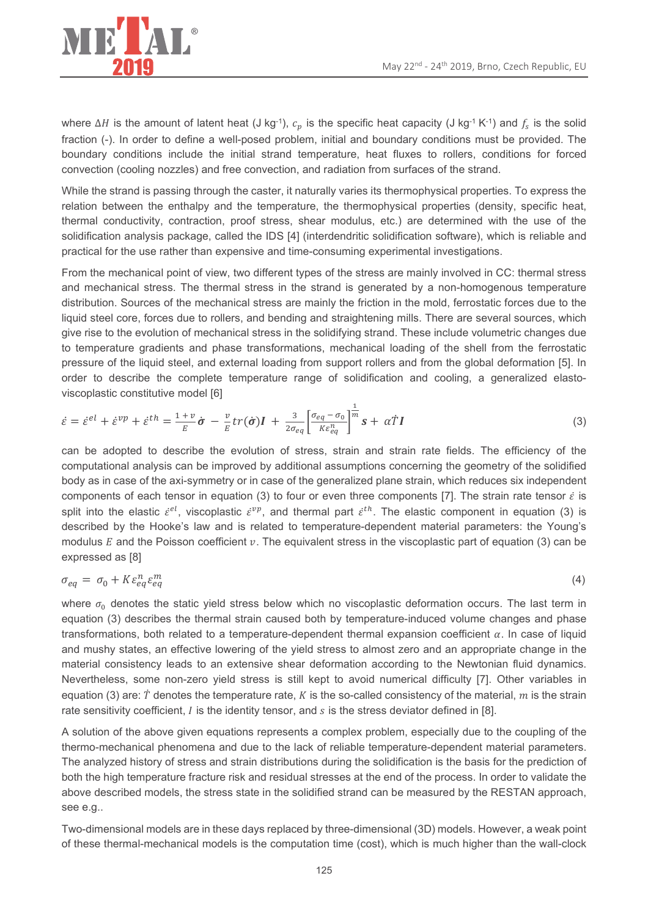where $\Delta H$ is the amount of latent heat (J kg$^{-1}$), $c_p$ is the specific heat capacity (J kg$^{-1}$ K$^{-1}$) and $f_s$ is the solid fraction (-). In order to define a well-posed problem, initial and boundary conditions must be provided. The boundary conditions include the initial strand temperature, heat fluxes to rollers, conditions for forced convection (cooling nozzles) and free convection, and radiation from surfaces of the strand.

While the strand is passing through the caster, it naturally varies its thermophysical properties. To express the relation between the enthalpy and the temperature, the thermophysical properties (density, specific heat, thermal conductivity, contraction, proof stress, shear modulus, etc.) are determined with the use of the solidification analysis package, called the IDS [4] (interdendritic solidification software), which is reliable and practical for the use rather than expensive and time-consuming experimental investigations.

From the mechanical point of view, two different types of the stress are mainly involved in CC: thermal stress and mechanical stress. The thermal stress in the strand is generated by a non-homogenous temperature distribution. Sources of the mechanical stress are mainly the friction in the mold, ferrostatic forces due to the liquid steel core, forces due to rollers, and bending and straightening mills. There are several sources, which give rise to the evolution of mechanical stress in the solidifying strand. These include volumetric changes due to temperature gradients and phase transformations, mechanical loading of the shell from the ferrostatic pressure of the liquid steel, and external loading from support rollers and from the global deformation [5]. In order to describe the complete temperature range of solidification and cooling, a generalized elasto-viscoplastic constitutive model [6]

$$\dot{\varepsilon} = \dot{\varepsilon}^{el} + \dot{\varepsilon}^{vp} + \dot{\varepsilon}^{th} = \frac{1+v}{E}\dot{\boldsymbol{\sigma}} - \frac{v}{E}tr(\dot{\boldsymbol{\sigma}})\boldsymbol{I} + \frac{3}{2\sigma_{eq}}\left[\frac{\sigma_{eq}-\sigma_0}{K\varepsilon_{eq}^{n}}\right]^{\frac{1}{m}}\boldsymbol{s} + \alpha\dot{T}\boldsymbol{I} \tag{3}$$

can be adopted to describe the evolution of stress, strain and strain rate fields. The efficiency of the computational analysis can be improved by additional assumptions concerning the geometry of the solidified body as in case of the axi-symmetry or in case of the generalized plane strain, which reduces six independent components of each tensor in equation (3) to four or even three components [7]. The strain rate tensor $\dot{\varepsilon}$ is split into the elastic $\dot{\varepsilon}^{el}$, viscoplastic $\varepsilon^{vp}$, and thermal part $\varepsilon^{th}$. The elastic component in equation (3) is described by the Hooke's law and is related to temperature-dependent material parameters: the Young's modulus $E$ and the Poisson coefficient $v$. The equivalent stress in the viscoplastic part of equation (3) can be expressed as [8]

$$\sigma_{eq} = \sigma_0 + K\varepsilon_{eq}^{n}\varepsilon_{eq}^{m} \tag{4}$$

where $\sigma_0$ denotes the static yield stress below which no viscoplastic deformation occurs. The last term in equation (3) describes the thermal strain caused both by temperature-induced volume changes and phase transformations, both related to a temperature-dependent thermal expansion coefficient $\alpha$. In case of liquid and mushy states, an effective lowering of the yield stress to almost zero and an appropriate change in the material consistency leads to an extensive shear deformation according to the Newtonian fluid dynamics. Nevertheless, some non-zero yield stress is still kept to avoid numerical difficulty [7]. Other variables in equation (3) are: $\dot{T}$ denotes the temperature rate, $K$ is the so-called consistency of the material, $m$ is the strain rate sensitivity coefficient, $I$ is the identity tensor, and $s$ is the stress deviator defined in [8].

A solution of the above given equations represents a complex problem, especially due to the coupling of the thermo-mechanical phenomena and due to the lack of reliable temperature-dependent material parameters. The analyzed history of stress and strain distributions during the solidification is the basis for the prediction of both the high temperature fracture risk and residual stresses at the end of the process. In order to validate the above described models, the stress state in the solidified strand can be measured by the RESTAN approach, see e.g..

Two-dimensional models are in these days replaced by three-dimensional (3D) models. However, a weak point of these thermal-mechanical models is the computation time (cost), which is much higher than the wall-clock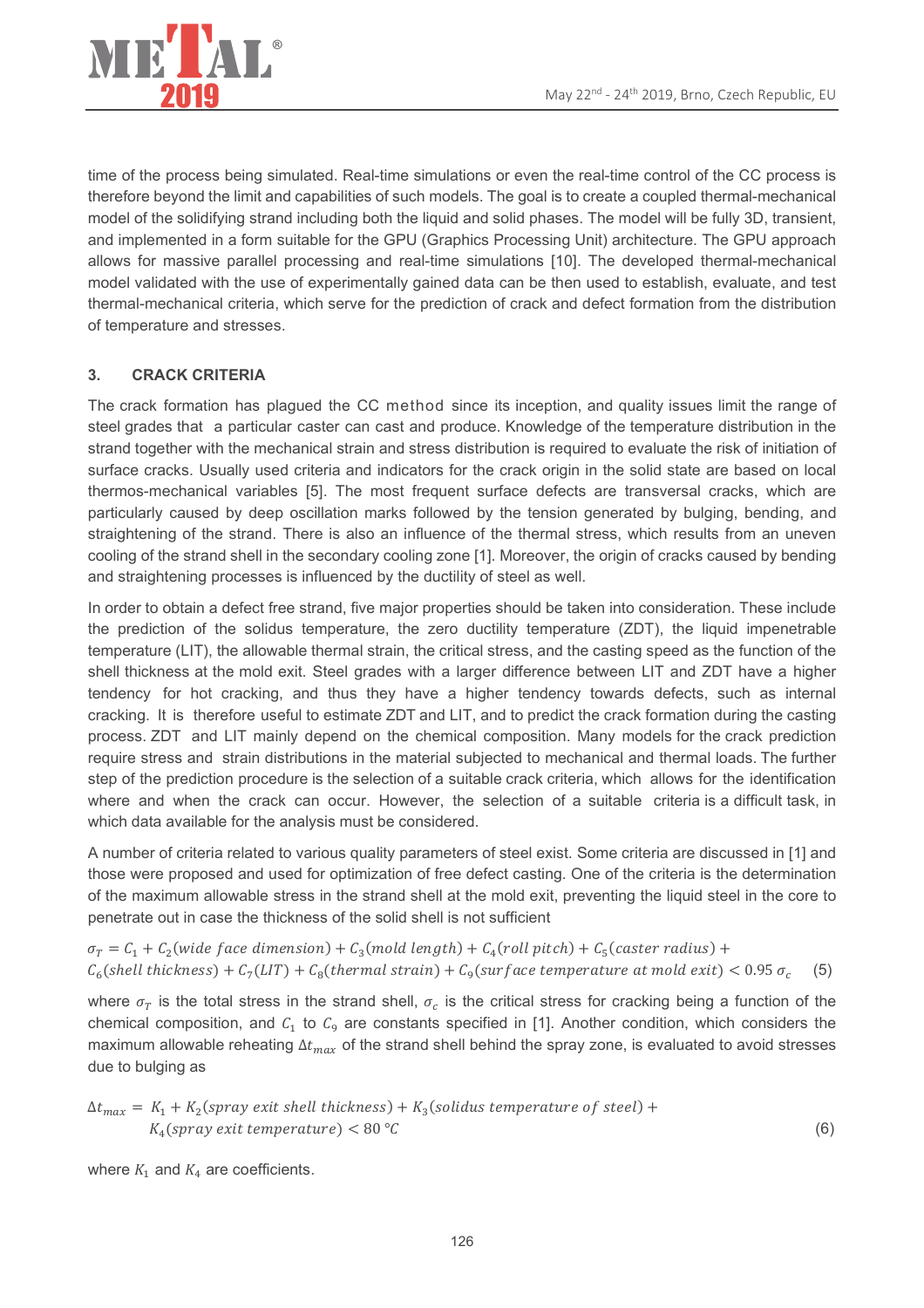time of the process being simulated. Real-time simulations or even the real-time control of the CC process is therefore beyond the limit and capabilities of such models. The goal is to create a coupled thermal-mechanical model of the solidifying strand including both the liquid and solid phases. The model will be fully 3D, transient, and implemented in a form suitable for the GPU (Graphics Processing Unit) architecture. The GPU approach allows for massive parallel processing and real-time simulations [10]. The developed thermal-mechanical model validated with the use of experimentally gained data can be then used to establish, evaluate, and test thermal-mechanical criteria, which serve for the prediction of crack and defect formation from the distribution of temperature and stresses.

## 3. CRACK CRITERIA

The crack formation has plagued the CC method since its inception, and quality issues limit the range of steel grades that a particular caster can cast and produce. Knowledge of the temperature distribution in the strand together with the mechanical strain and stress distribution is required to evaluate the risk of initiation of surface cracks. Usually used criteria and indicators for the crack origin in the solid state are based on local thermos-mechanical variables [5]. The most frequent surface defects are transversal cracks, which are particularly caused by deep oscillation marks followed by the tension generated by bulging, bending, and straightening of the strand. There is also an influence of the thermal stress, which results from an uneven cooling of the strand shell in the secondary cooling zone [1]. Moreover, the origin of cracks caused by bending and straightening processes is influenced by the ductility of steel as well.

In order to obtain a defect free strand, five major properties should be taken into consideration. These include the prediction of the solidus temperature, the zero ductility temperature (ZDT), the liquid impenetrable temperature (LIT), the allowable thermal strain, the critical stress, and the casting speed as the function of the shell thickness at the mold exit. Steel grades with a larger difference between LIT and ZDT have a higher tendency for hot cracking, and thus they have a higher tendency towards defects, such as internal cracking. It is therefore useful to estimate ZDT and LIT, and to predict the crack formation during the casting process. ZDT and LIT mainly depend on the chemical composition. Many models for the crack prediction require stress and strain distributions in the material subjected to mechanical and thermal loads. The further step of the prediction procedure is the selection of a suitable crack criteria, which allows for the identification where and when the crack can occur. However, the selection of a suitable criteria is a difficult task, in which data available for the analysis must be considered.

A number of criteria related to various quality parameters of steel exist. Some criteria are discussed in [1] and those were proposed and used for optimization of free defect casting. One of the criteria is the determination of the maximum allowable stress in the strand shell at the mold exit, preventing the liquid steel in the core to penetrate out in case the thickness of the solid shell is not sufficient

$$\sigma_T = C_1 + C_2(wide\ face\ dimension) + C_3(mold\ length) + C_4(roll\ pitch) + C_5(caster\ radius) + C_6(shell\ thickness) + C_7(LIT) + C_8(thermal\ strain) + C_9(surface\ temperature\ at\ mold\ exit) < 0.95\,\sigma_c \quad (5)$$

where $\sigma_T$ is the total stress in the strand shell, $\sigma_c$ is the critical stress for cracking being a function of the chemical composition, and $C_1$ to $C_9$ are constants specified in [1]. Another condition, which considers the maximum allowable reheating $\Delta t_{max}$ of the strand shell behind the spray zone, is evaluated to avoid stresses due to bulging as

$$\Delta t_{max} = K_1 + K_2(spray\ exit\ shell\ thickness) + K_3(solidus\ temperature\ of\ steel) + K_4(spray\ exit\ temperature) < 80\ °C \quad (6)$$

where $K_1$ and $K_4$ are coefficients.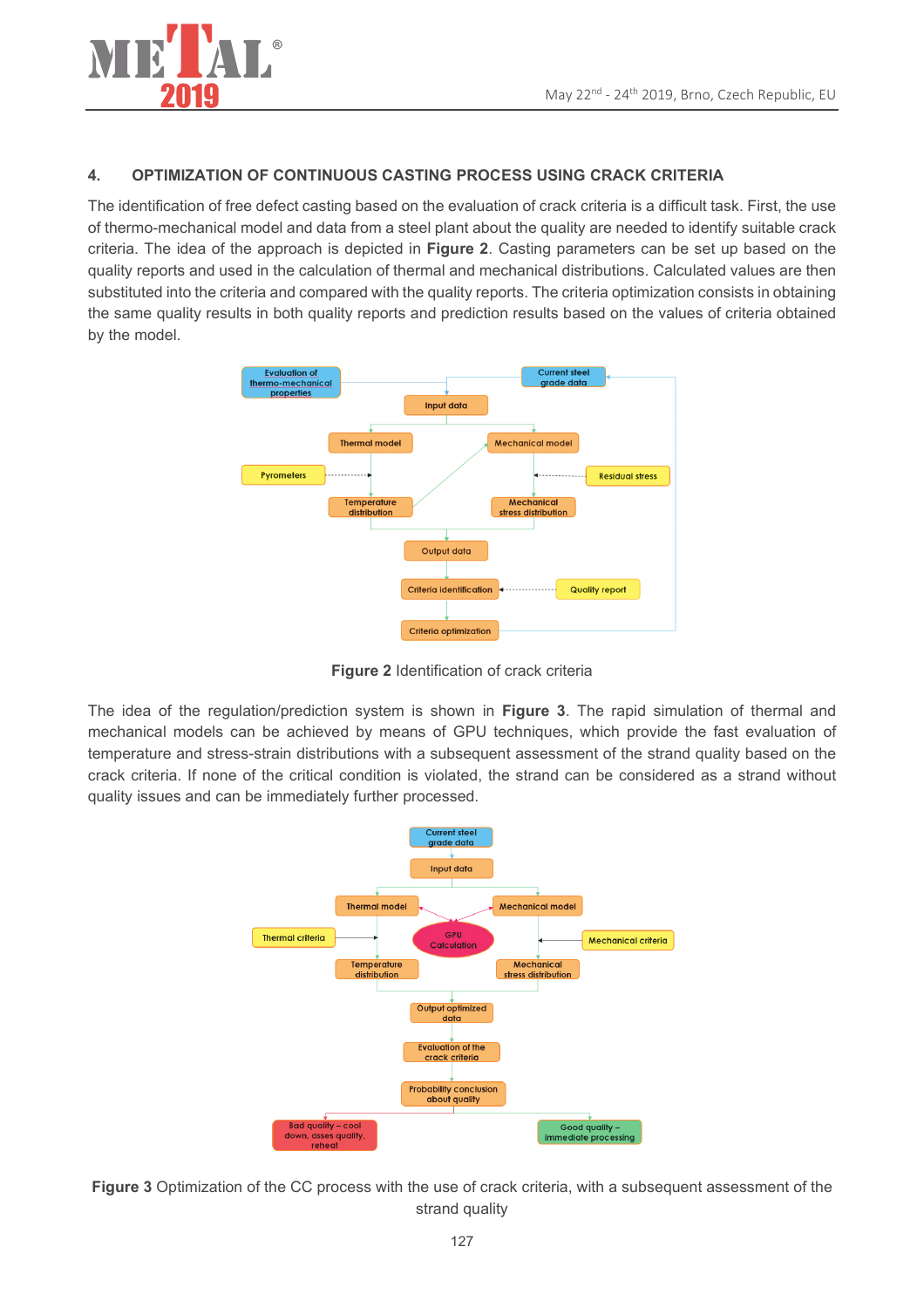## 4. OPTIMIZATION OF CONTINUOUS CASTING PROCESS USING CRACK CRITERIA

The identification of free defect casting based on the evaluation of crack criteria is a difficult task. First, the use of thermo-mechanical model and data from a steel plant about the quality are needed to identify suitable crack criteria. The idea of the approach is depicted in **Figure 2**. Casting parameters can be set up based on the quality reports and used in the calculation of thermal and mechanical distributions. Calculated values are then substituted into the criteria and compared with the quality reports. The criteria optimization consists in obtaining the same quality results in both quality reports and prediction results based on the values of criteria obtained by the model.

**Figure 2** Identification of crack criteria

The idea of the regulation/prediction system is shown in **Figure 3**. The rapid simulation of thermal and mechanical models can be achieved by means of GPU techniques, which provide the fast evaluation of temperature and stress-strain distributions with a subsequent assessment of the strand quality based on the crack criteria. If none of the critical condition is violated, the strand can be considered as a strand without quality issues and can be immediately further processed.

**Figure 3** Optimization of the CC process with the use of crack criteria, with a subsequent assessment of the strand quality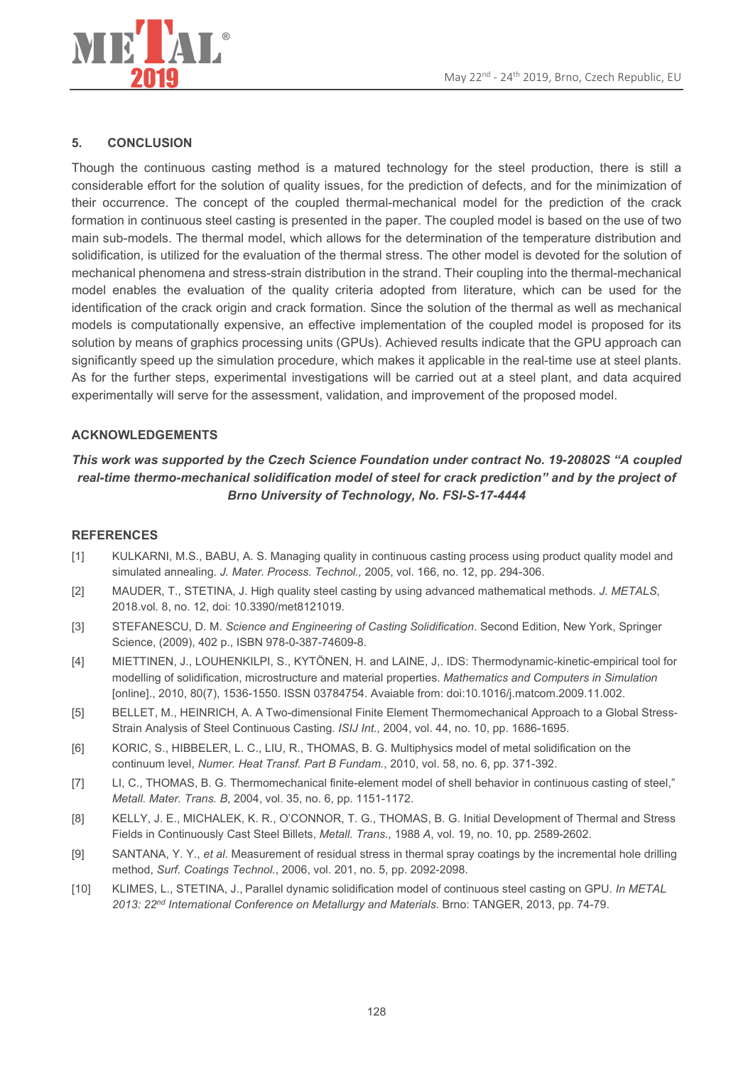## 5. CONCLUSION

Though the continuous casting method is a matured technology for the steel production, there is still a considerable effort for the solution of quality issues, for the prediction of defects, and for the minimization of their occurrence. The concept of the coupled thermal-mechanical model for the prediction of the crack formation in continuous steel casting is presented in the paper. The coupled model is based on the use of two main sub-models. The thermal model, which allows for the determination of the temperature distribution and solidification, is utilized for the evaluation of the thermal stress. The other model is devoted for the solution of mechanical phenomena and stress-strain distribution in the strand. Their coupling into the thermal-mechanical model enables the evaluation of the quality criteria adopted from literature, which can be used for the identification of the crack origin and crack formation. Since the solution of the thermal as well as mechanical models is computationally expensive, an effective implementation of the coupled model is proposed for its solution by means of graphics processing units (GPUs). Achieved results indicate that the GPU approach can significantly speed up the simulation procedure, which makes it applicable in the real-time use at steel plants. As for the further steps, experimental investigations will be carried out at a steel plant, and data acquired experimentally will serve for the assessment, validation, and improvement of the proposed model.

## ACKNOWLEDGEMENTS

***This work was supported by the Czech Science Foundation under contract No. 19-20802S "A coupled real-time thermo-mechanical solidification model of steel for crack prediction" and by the project of Brno University of Technology, No. FSI-S-17-4444***

## REFERENCES

[1] KULKARNI, M.S., BABU, A. S. Managing quality in continuous casting process using product quality model and simulated annealing. *J. Mater. Process. Technol.,* 2005, vol. 166, no. 12, pp. 294-306.

[2] MAUDER, T., STETINA, J. High quality steel casting by using advanced mathematical methods. *J. METALS*, 2018.vol. 8, no. 12, doi: 10.3390/met8121019.

[3] STEFANESCU, D. M. *Science and Engineering of Casting Solidification*. Second Edition, New York, Springer Science, (2009), 402 p., ISBN 978-0-387-74609-8.

[4] MIETTINEN, J., LOUHENKILPI, S., KYTÖNEN, H. and LAINE, J,. IDS: Thermodynamic-kinetic-empirical tool for modelling of solidification, microstructure and material properties. *Mathematics and Computers in Simulation* [online]., 2010, 80(7), 1536-1550. ISSN 03784754. Avaiable from: doi:10.1016/j.matcom.2009.11.002.

[5] BELLET, M., HEINRICH, A. A Two-dimensional Finite Element Thermomechanical Approach to a Global Stress-Strain Analysis of Steel Continuous Casting. *ISIJ Int.,* 2004, vol. 44, no. 10, pp. 1686-1695.

[6] KORIC, S., HIBBELER, L. C., LIU, R., THOMAS, B. G. Multiphysics model of metal solidification on the continuum level, *Numer. Heat Transf. Part B Fundam.*, 2010, vol. 58, no. 6, pp. 371-392.

[7] LI, C., THOMAS, B. G. Thermomechanical finite-element model of shell behavior in continuous casting of steel," *Metall. Mater. Trans. B*, 2004, vol. 35, no. 6, pp. 1151-1172.

[8] KELLY, J. E., MICHALEK, K. R., O'CONNOR, T. G., THOMAS, B. G. Initial Development of Thermal and Stress Fields in Continuously Cast Steel Billets, *Metall. Trans.,* 1988 *A*, vol. 19, no. 10, pp. 2589-2602.

[9] SANTANA, Y. Y., *et al.* Measurement of residual stress in thermal spray coatings by the incremental hole drilling method, *Surf. Coatings Technol.*, 2006, vol. 201, no. 5, pp. 2092-2098.

[10] KLIMES, L., STETINA, J., Parallel dynamic solidification model of continuous steel casting on GPU. *In METAL 2013: 22nd International Conference on Metallurgy and Materials*. Brno: TANGER, 2013, pp. 74-79.